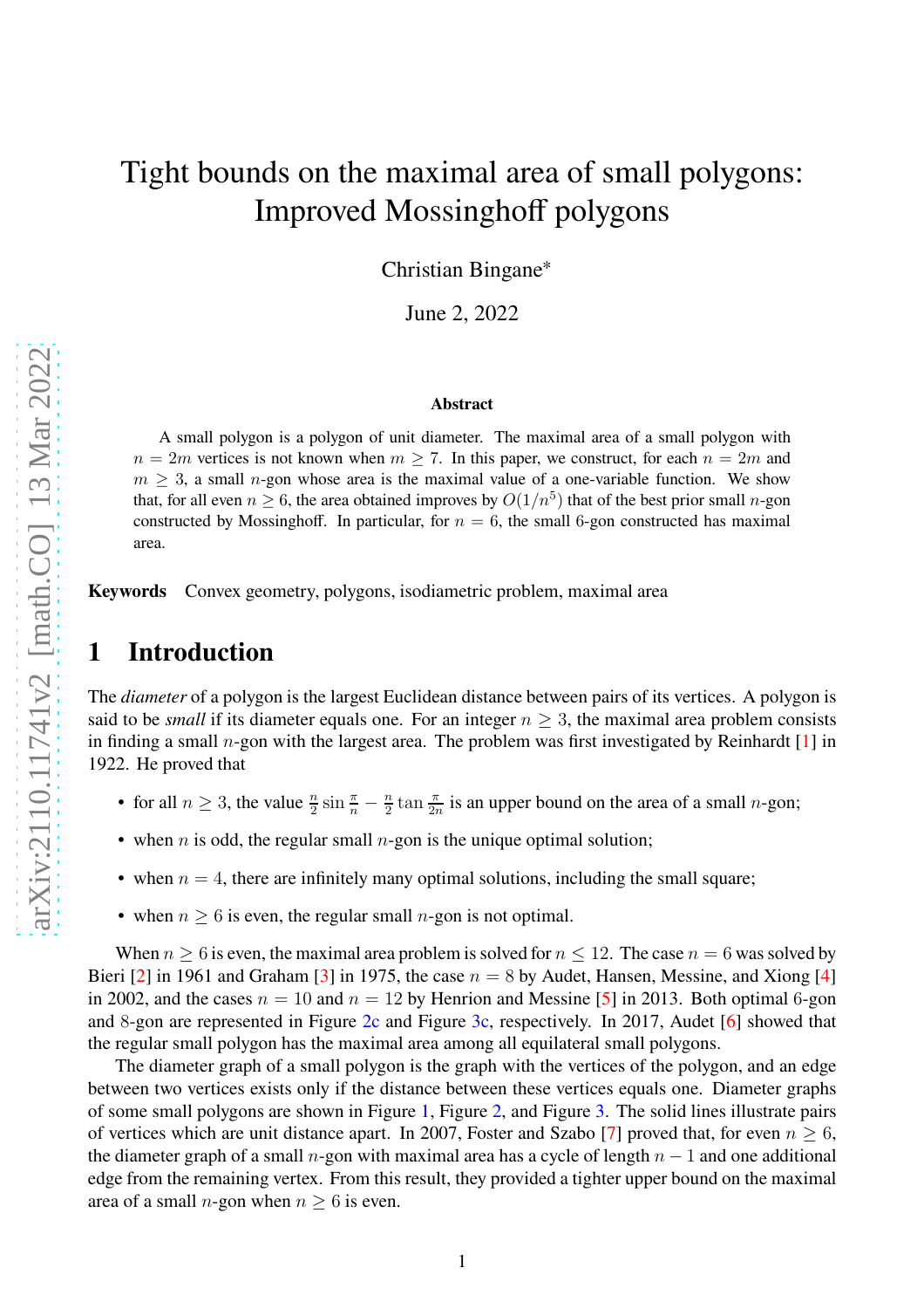# Tight bounds on the maximal area of small polygons: Improved Mossinghoff polygons

Christian Bingane*

June 2, 2022

## Abstract

A small polygon is a polygon of unit diameter. The maximal area of a small polygon with $n = 2m$ vertices is not known when $m \geq 7$. In this paper, we construct, for each $n = 2m$ and $m \geq 3$, a small $n$-gon whose area is the maximal value of a one-variable function. We show that, for all even $n \geq 6$, the area obtained improves by $O(1/n^5)$ that of the best prior small $n$-gon constructed by Mossinghoff. In particular, for $n = 6$, the small 6-gon constructed has maximal area.

**Keywords** Convex geometry, polygons, isodiametric problem, maximal area

## 1 Introduction

The *diameter* of a polygon is the largest Euclidean distance between pairs of its vertices. A polygon is said to be *small* if its diameter equals one. For an integer $n \geq 3$, the maximal area problem consists in finding a small $n$-gon with the largest area. The problem was first investigated by Reinhardt [1] in 1922. He proved that

- for all $n \geq 3$, the value $\frac{n}{2} \sin \frac{\pi}{n} - \frac{n}{2} \tan \frac{\pi}{2n}$ is an upper bound on the area of a small $n$-gon;
- when $n$ is odd, the regular small $n$-gon is the unique optimal solution;
- when $n = 4$, there are infinitely many optimal solutions, including the small square;
- when $n \geq 6$ is even, the regular small $n$-gon is not optimal.

When $n \geq 6$ is even, the maximal area problem is solved for $n \leq 12$. The case $n = 6$ was solved by Bieri [2] in 1961 and Graham [3] in 1975, the case $n = 8$ by Audet, Hansen, Messine, and Xiong [4] in 2002, and the cases $n = 10$ and $n = 12$ by Henrion and Messine [5] in 2013. Both optimal 6-gon and 8-gon are represented in Figure 2c and Figure 3c, respectively. In 2017, Audet [6] showed that the regular small polygon has the maximal area among all equilateral small polygons.

The diameter graph of a small polygon is the graph with the vertices of the polygon, and an edge between two vertices exists only if the distance between these vertices equals one. Diameter graphs of some small polygons are shown in Figure 1, Figure 2, and Figure 3. The solid lines illustrate pairs of vertices which are unit distance apart. In 2007, Foster and Szabo [7] proved that, for even $n \geq 6$, the diameter graph of a small $n$-gon with maximal area has a cycle of length $n - 1$ and one additional edge from the remaining vertex. From this result, they provided a tighter upper bound on the maximal area of a small $n$-gon when $n \geq 6$ is even.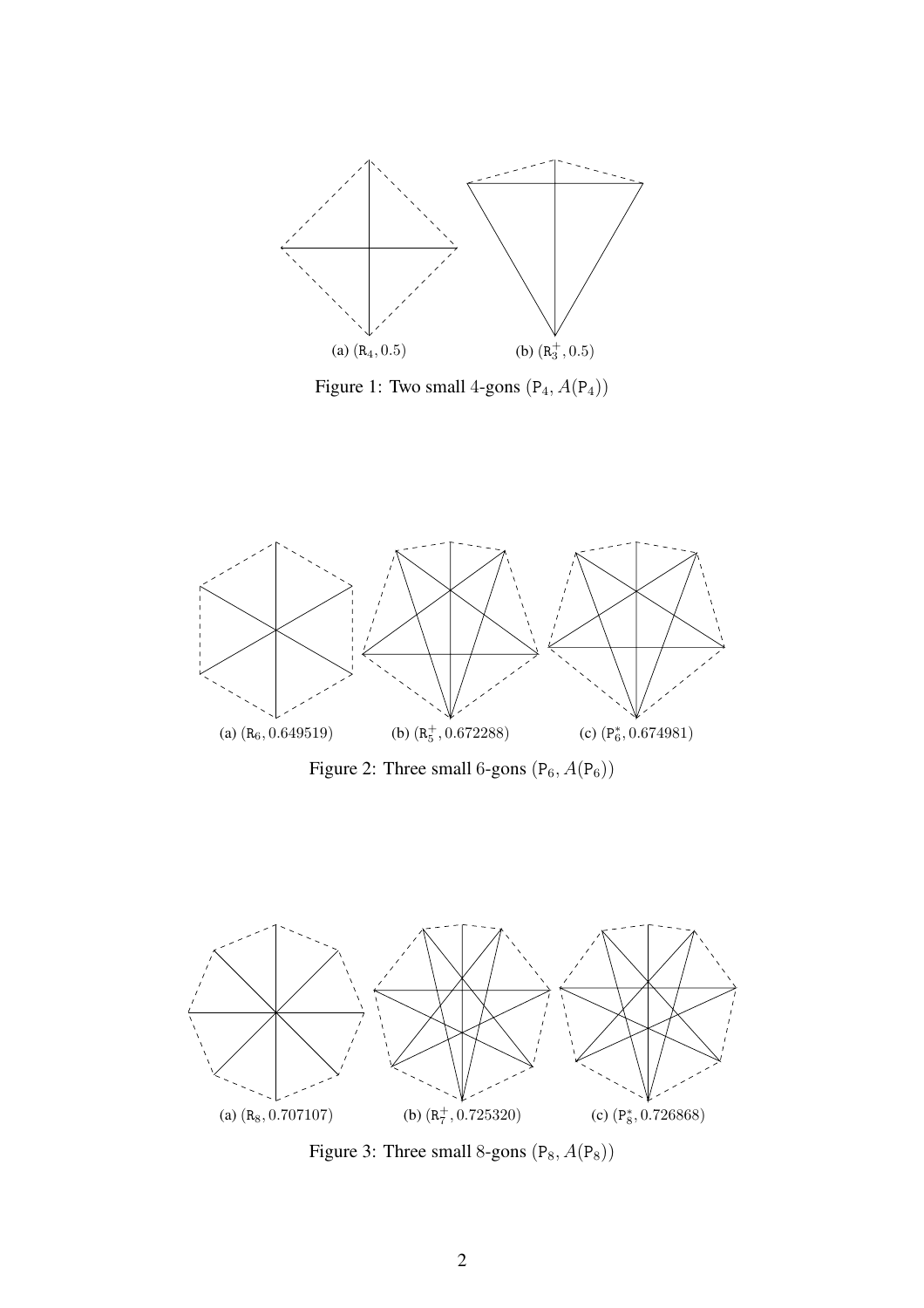(a) $(\mathtt{R}_4, 0.5)$ (b) $(\mathtt{R}_3^+, 0.5)$

Figure 1: Two small 4-gons $(\mathtt{P}_4, A(\mathtt{P}_4))$

(a) $(\mathtt{R}_6, 0.649519)$ (b) $(\mathtt{R}_5^+, 0.672288)$ (c) $(\mathtt{P}_6^*, 0.674981)$

Figure 2: Three small 6-gons $(\mathtt{P}_6, A(\mathtt{P}_6))$

(a) $(\mathtt{R}_8, 0.707107)$ (b) $(\mathtt{R}_7^+, 0.725320)$ (c) $(\mathtt{P}_8^*, 0.726868)$

Figure 3: Three small 8-gons $(\mathtt{P}_8, A(\mathtt{P}_8))$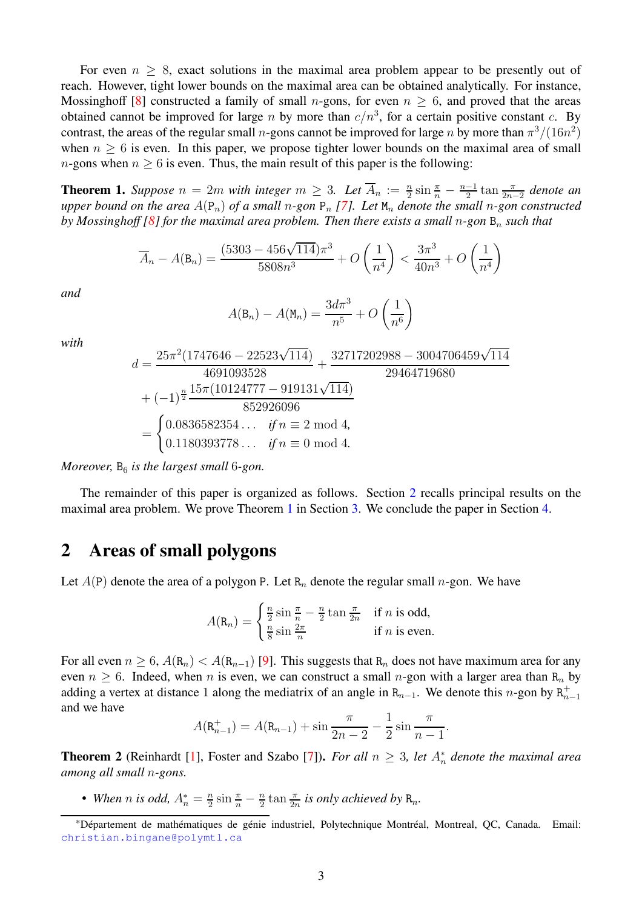For even $n \geq 8$, exact solutions in the maximal area problem appear to be presently out of reach. However, tight lower bounds on the maximal area can be obtained analytically. For instance, Mossinghoff [8] constructed a family of small $n$-gons, for even $n \geq 6$, and proved that the areas obtained cannot be improved for large $n$ by more than $c/n^3$, for a certain positive constant $c$. By contrast, the areas of the regular small $n$-gons cannot be improved for large $n$ by more than $\pi^3/(16n^2)$ when $n \geq 6$ is even. In this paper, we propose tighter lower bounds on the maximal area of small $n$-gons when $n \geq 6$ is even. Thus, the main result of this paper is the following:

**Theorem 1.** *Suppose $n = 2m$ with integer $m \geq 3$. Let $\overline{A}_n := \frac{n}{2}\sin\frac{\pi}{n} - \frac{n-1}{2}\tan\frac{\pi}{2n-2}$ denote an upper bound on the area $A(\mathtt{P}_n)$ of a small $n$-gon $\mathtt{P}_n$ [7]. Let $\mathtt{M}_n$ denote the small $n$-gon constructed by Mossinghoff [8] for the maximal area problem. Then there exists a small $n$-gon $\mathtt{B}_n$ such that*

$$\overline{A}_n - A(\mathtt{B}_n) = \frac{(5303 - 456\sqrt{114})\pi^3}{5808n^3} + O\left(\frac{1}{n^4}\right) < \frac{3\pi^3}{40n^3} + O\left(\frac{1}{n^4}\right)$$

*and*

$$A(\mathtt{B}_n) - A(\mathtt{M}_n) = \frac{3d\pi^3}{n^5} + O\left(\frac{1}{n^6}\right)$$

*with*

$$\begin{aligned} d &= \frac{25\pi^2(1747646 - 22523\sqrt{114})}{4691093528} + \frac{32717202988 - 3004706459\sqrt{114}}{29464719680} \\ &\quad + (-1)^{\frac{n}{2}}\frac{15\pi(10124777 - 919131\sqrt{114})}{852926096} \\ &= \begin{cases} 0.0836582354\ldots & \text{if } n \equiv 2 \bmod 4, \\ 0.1180393778\ldots & \text{if } n \equiv 0 \bmod 4. \end{cases} \end{aligned}$$

*Moreover, $\mathtt{B}_6$ is the largest small 6-gon.*

The remainder of this paper is organized as follows. Section 2 recalls principal results on the maximal area problem. We prove Theorem 1 in Section 3. We conclude the paper in Section 4.

## 2 Areas of small polygons

Let $A(\mathtt{P})$ denote the area of a polygon $\mathtt{P}$. Let $\mathtt{R}_n$ denote the regular small $n$-gon. We have

$$A(\mathtt{R}_n) = \begin{cases} \frac{n}{2}\sin\frac{\pi}{n} - \frac{n}{2}\tan\frac{\pi}{2n} & \text{if } n \text{ is odd,} \\ \frac{n}{8}\sin\frac{2\pi}{n} & \text{if } n \text{ is even.} \end{cases}$$

For all even $n \geq 6$, $A(\mathtt{R}_n) < A(\mathtt{R}_{n-1})$ [9]. This suggests that $\mathtt{R}_n$ does not have maximum area for any even $n \geq 6$. Indeed, when $n$ is even, we can construct a small $n$-gon with a larger area than $\mathtt{R}_n$ by adding a vertex at distance 1 along the mediatrix of an angle in $\mathtt{R}_{n-1}$. We denote this $n$-gon by $\mathtt{R}_{n-1}^+$ and we have

$$A(\mathtt{R}_{n-1}^+) = A(\mathtt{R}_{n-1}) + \sin\frac{\pi}{2n-2} - \frac{1}{2}\sin\frac{\pi}{n-1}.$$

**Theorem 2** (Reinhardt [1], Foster and Szabo [7])**.** *For all $n \geq 3$, let $A_n^*$ denote the maximal area among all small $n$-gons.*

- *When $n$ is odd, $A_n^* = \frac{n}{2}\sin\frac{\pi}{n} - \frac{n}{2}\tan\frac{\pi}{2n}$ is only achieved by $\mathtt{R}_n$.*

*Département de mathématiques de génie industriel, Polytechnique Montréal, Montreal, QC, Canada. Email: christian.bingane@polymtl.ca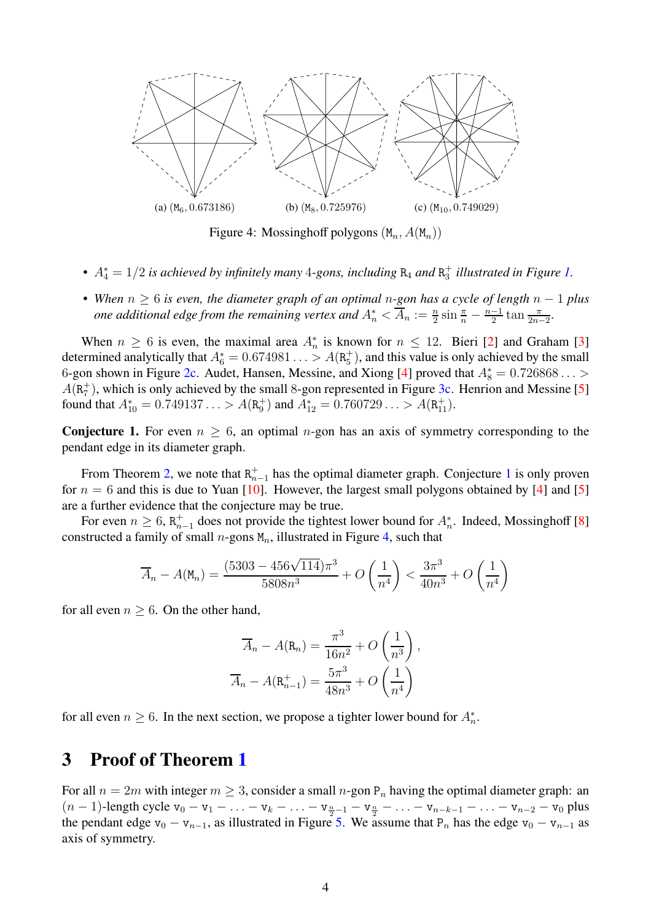(a) $(\mathtt{M}_6, 0.673186)$ (b) $(\mathtt{M}_8, 0.725976)$ (c) $(\mathtt{M}_{10}, 0.749029)$

Figure 4: Mossinghoff polygons $(\mathtt{M}_n, A(\mathtt{M}_n))$

- *$A_4^* = 1/2$ is achieved by infinitely many 4-gons, including $\mathtt{R}_4$ and $\mathtt{R}_3^+$ illustrated in Figure 1.*
- *When $n \geq 6$ is even, the diameter graph of an optimal $n$-gon has a cycle of length $n-1$ plus one additional edge from the remaining vertex and $A_n^* < \overline{A}_n := \frac{n}{2}\sin\frac{\pi}{n} - \frac{n-1}{2}\tan\frac{\pi}{2n-2}$.*

When $n \geq 6$ is even, the maximal area $A_n^*$ is known for $n \leq 12$. Bieri [2] and Graham [3] determined analytically that $A_6^* = 0.674981\ldots > A(\mathtt{R}_5^+)$, and this value is only achieved by the small 6-gon shown in Figure 2c. Audet, Hansen, Messine, and Xiong [4] proved that $A_8^* = 0.726868\ldots > A(\mathtt{R}_7^+)$, which is only achieved by the small 8-gon represented in Figure 3c. Henrion and Messine [5] found that $A_{10}^* = 0.749137\ldots > A(\mathtt{R}_9^+)$ and $A_{12}^* = 0.760729\ldots > A(\mathtt{R}_{11}^+)$.

**Conjecture 1.** For even $n \geq 6$, an optimal $n$-gon has an axis of symmetry corresponding to the pendant edge in its diameter graph.

From Theorem 2, we note that $\mathtt{R}_{n-1}^+$ has the optimal diameter graph. Conjecture 1 is only proven for $n = 6$ and this is due to Yuan [10]. However, the largest small polygons obtained by [4] and [5] are a further evidence that the conjecture may be true.

For even $n \geq 6$, $\mathtt{R}_{n-1}^+$ does not provide the tightest lower bound for $A_n^*$. Indeed, Mossinghoff [8] constructed a family of small $n$-gons $\mathtt{M}_n$, illustrated in Figure 4, such that

$$\overline{A}_n - A(\mathtt{M}_n) = \frac{(5303 - 456\sqrt{114})\pi^3}{5808n^3} + O\left(\frac{1}{n^4}\right) < \frac{3\pi^3}{40n^3} + O\left(\frac{1}{n^4}\right)$$

for all even $n \geq 6$. On the other hand,

$$\overline{A}_n - A(\mathtt{R}_n) = \frac{\pi^3}{16n^2} + O\left(\frac{1}{n^3}\right),$$
$$\overline{A}_n - A(\mathtt{R}_{n-1}^+) = \frac{5\pi^3}{48n^3} + O\left(\frac{1}{n^4}\right)$$

for all even $n \geq 6$. In the next section, we propose a tighter lower bound for $A_n^*$.

## 3 Proof of Theorem 1

For all $n = 2m$ with integer $m \geq 3$, consider a small $n$-gon $\mathtt{P}_n$ having the optimal diameter graph: an $(n-1)$-length cycle $\mathtt{v}_0 - \mathtt{v}_1 - \ldots - \mathtt{v}_k - \ldots - \mathtt{v}_{\frac{n}{2}-1} - \mathtt{v}_{\frac{n}{2}} - \ldots - \mathtt{v}_{n-k-1} - \ldots - \mathtt{v}_{n-2} - \mathtt{v}_0$ plus the pendant edge $\mathtt{v}_0 - \mathtt{v}_{n-1}$, as illustrated in Figure 5. We assume that $\mathtt{P}_n$ has the edge $\mathtt{v}_0 - \mathtt{v}_{n-1}$ as axis of symmetry.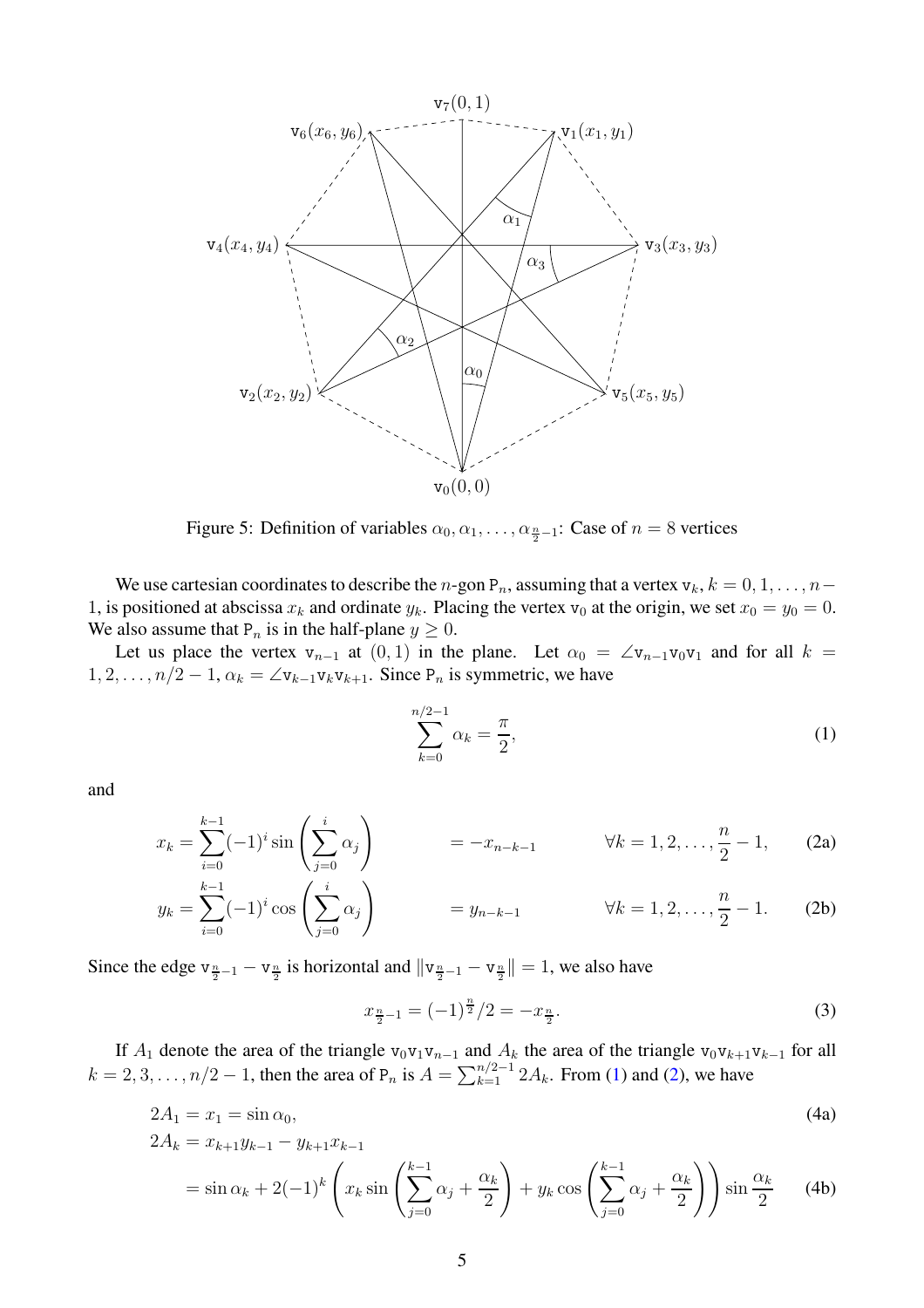Figure 5: Definition of variables $\alpha_0, \alpha_1, \ldots, \alpha_{\frac{n}{2}-1}$: Case of $n = 8$ vertices

We use cartesian coordinates to describe the $n$-gon $\mathtt{P}_n$, assuming that a vertex $\mathtt{v}_k$, $k = 0, 1, \ldots, n-1$, is positioned at abscissa $x_k$ and ordinate $y_k$. Placing the vertex $\mathtt{v}_0$ at the origin, we set $x_0 = y_0 = 0$. We also assume that $\mathtt{P}_n$ is in the half-plane $y \geq 0$.

Let us place the vertex $\mathtt{v}_{n-1}$ at $(0, 1)$ in the plane. Let $\alpha_0 = \angle \mathtt{v}_{n-1}\mathtt{v}_0\mathtt{v}_1$ and for all $k = 1, 2, \ldots, n/2 - 1$, $\alpha_k = \angle \mathtt{v}_{k-1}\mathtt{v}_k\mathtt{v}_{k+1}$. Since $\mathtt{P}_n$ is symmetric, we have

$$\sum_{k=0}^{n/2-1} \alpha_k = \frac{\pi}{2}, \tag{1}$$

and

$$x_k = \sum_{i=0}^{k-1} (-1)^i \sin\left(\sum_{j=0}^{i} \alpha_j\right) \qquad = -x_{n-k-1} \qquad \forall k = 1, 2, \ldots, \frac{n}{2} - 1, \tag{2a}$$

$$y_k = \sum_{i=0}^{k-1} (-1)^i \cos\left(\sum_{j=0}^{i} \alpha_j\right) \qquad = y_{n-k-1} \qquad \forall k = 1, 2, \ldots, \frac{n}{2} - 1. \tag{2b}$$

Since the edge $\mathtt{v}_{\frac{n}{2}-1} - \mathtt{v}_{\frac{n}{2}}$ is horizontal and $\|\mathtt{v}_{\frac{n}{2}-1} - \mathtt{v}_{\frac{n}{2}}\| = 1$, we also have

$$x_{\frac{n}{2}-1} = (-1)^{\frac{n}{2}}/2 = -x_{\frac{n}{2}}. \tag{3}$$

If $A_1$ denote the area of the triangle $\mathtt{v}_0\mathtt{v}_1\mathtt{v}_{n-1}$ and $A_k$ the area of the triangle $\mathtt{v}_0\mathtt{v}_{k+1}\mathtt{v}_{k-1}$ for all $k = 2, 3, \ldots, n/2 - 1$, then the area of $\mathtt{P}_n$ is $A = \sum_{k=1}^{n/2-1} 2A_k$. From (1) and (2), we have

$$2A_1 = x_1 = \sin\alpha_0, \tag{4a}$$

$$\begin{aligned} 2A_k &= x_{k+1}y_{k-1} - y_{k+1}x_{k-1} \\ &= \sin\alpha_k + 2(-1)^k \left( x_k \sin\left(\sum_{j=0}^{k-1} \alpha_j + \frac{\alpha_k}{2}\right) + y_k \cos\left(\sum_{j=0}^{k-1} \alpha_j + \frac{\alpha_k}{2}\right)\right) \sin\frac{\alpha_k}{2} \end{aligned} \tag{4b}$$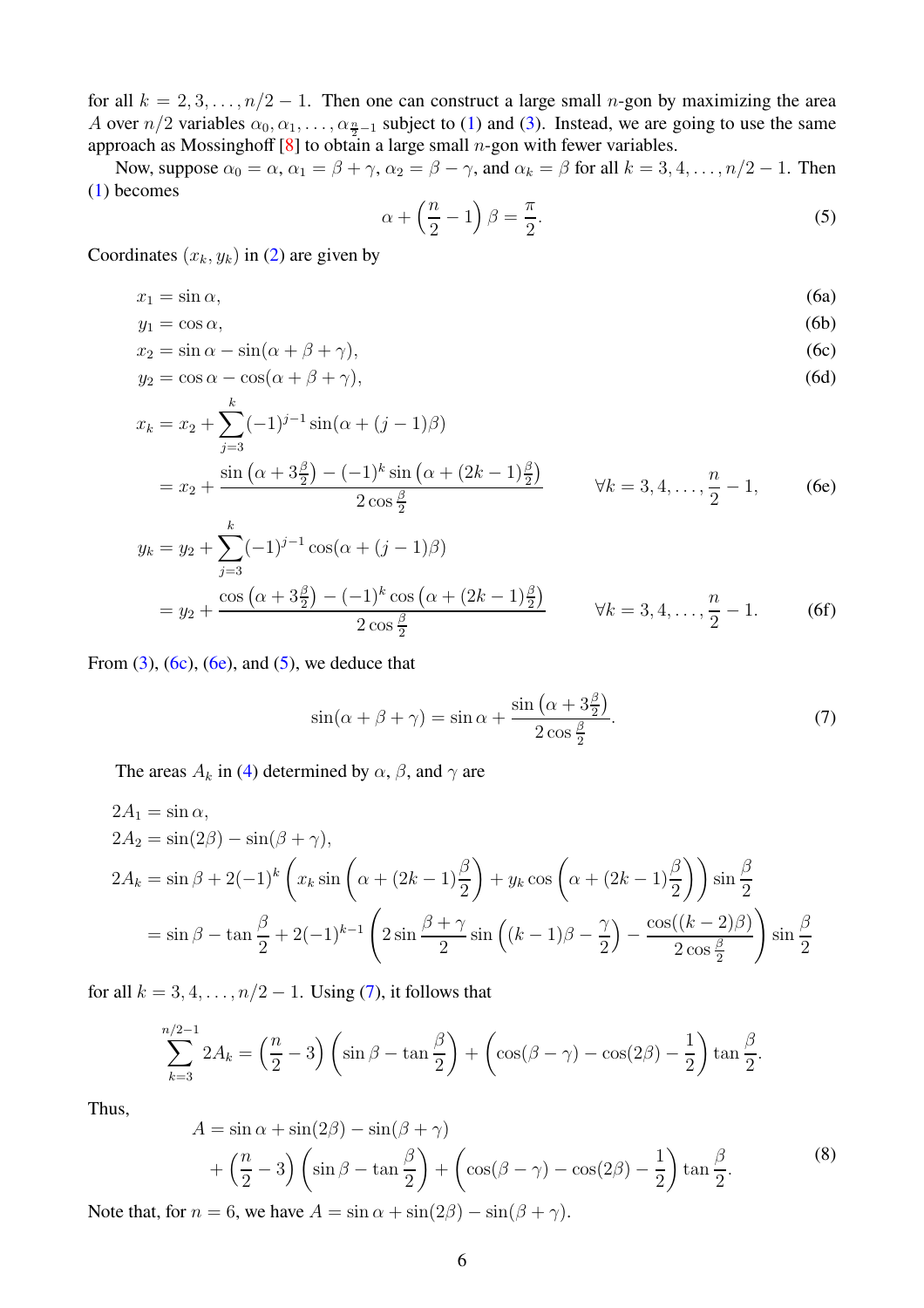for all $k = 2, 3, \dots, n/2 - 1$. Then one can construct a large small $n$-gon by maximizing the area $A$ over $n/2$ variables $\alpha_0, \alpha_1, \dots, \alpha_{\frac{n}{2}-1}$ subject to (1) and (3). Instead, we are going to use the same approach as Mossinghoff [8] to obtain a large small $n$-gon with fewer variables.

Now, suppose $\alpha_0 = \alpha$, $\alpha_1 = \beta + \gamma$, $\alpha_2 = \beta - \gamma$, and $\alpha_k = \beta$ for all $k = 3, 4, \dots, n/2 - 1$. Then (1) becomes

$$\alpha + \left(\frac{n}{2} - 1\right)\beta = \frac{\pi}{2}. \tag{5}$$

Coordinates $(x_k, y_k)$ in (2) are given by

$$x_1 = \sin\alpha, \tag{6a}$$

$$y_1 = \cos\alpha, \tag{6b}$$

$$x_2 = \sin\alpha - \sin(\alpha + \beta + \gamma), \tag{6c}$$

$$y_2 = \cos\alpha - \cos(\alpha + \beta + \gamma), \tag{6d}$$

$$\begin{aligned} x_k &= x_2 + \sum_{j=3}^{k} (-1)^{j-1} \sin(\alpha + (j-1)\beta) \\ &= x_2 + \frac{\sin\left(\alpha + 3\frac{\beta}{2}\right) - (-1)^k \sin\left(\alpha + (2k-1)\frac{\beta}{2}\right)}{2\cos\frac{\beta}{2}} \qquad \forall k = 3, 4, \dots, \frac{n}{2} - 1, \end{aligned} \tag{6e}$$

$$\begin{aligned} y_k &= y_2 + \sum_{j=3}^{k} (-1)^{j-1} \cos(\alpha + (j-1)\beta) \\ &= y_2 + \frac{\cos\left(\alpha + 3\frac{\beta}{2}\right) - (-1)^k \cos\left(\alpha + (2k-1)\frac{\beta}{2}\right)}{2\cos\frac{\beta}{2}} \qquad \forall k = 3, 4, \dots, \frac{n}{2} - 1. \end{aligned} \tag{6f}$$

From (3), (6c), (6e), and (5), we deduce that

$$\sin(\alpha + \beta + \gamma) = \sin\alpha + \frac{\sin\left(\alpha + 3\frac{\beta}{2}\right)}{2\cos\frac{\beta}{2}}. \tag{7}$$

The areas $A_k$ in (4) determined by $\alpha$, $\beta$, and $\gamma$ are

$$\begin{aligned} 2A_1 &= \sin\alpha, \\ 2A_2 &= \sin(2\beta) - \sin(\beta + \gamma), \\ 2A_k &= \sin\beta + 2(-1)^k \left(x_k \sin\left(\alpha + (2k-1)\frac{\beta}{2}\right) + y_k \cos\left(\alpha + (2k-1)\frac{\beta}{2}\right)\right) \sin\frac{\beta}{2} \\ &= \sin\beta - \tan\frac{\beta}{2} + 2(-1)^{k-1} \left(2\sin\frac{\beta+\gamma}{2} \sin\left((k-1)\beta - \frac{\gamma}{2}\right) - \frac{\cos((k-2)\beta)}{2\cos\frac{\beta}{2}}\right) \sin\frac{\beta}{2} \end{aligned}$$

for all $k = 3, 4, \dots, n/2 - 1$. Using (7), it follows that

$$\sum_{k=3}^{n/2-1} 2A_k = \left(\frac{n}{2} - 3\right)\left(\sin\beta - \tan\frac{\beta}{2}\right) + \left(\cos(\beta - \gamma) - \cos(2\beta) - \frac{1}{2}\right)\tan\frac{\beta}{2}.$$

Thus,

$$\begin{aligned} A &= \sin\alpha + \sin(2\beta) - \sin(\beta + \gamma) \\ &\quad + \left(\frac{n}{2} - 3\right)\left(\sin\beta - \tan\frac{\beta}{2}\right) + \left(\cos(\beta - \gamma) - \cos(2\beta) - \frac{1}{2}\right)\tan\frac{\beta}{2}. \end{aligned} \tag{8}$$

Note that, for $n = 6$, we have $A = \sin\alpha + \sin(2\beta) - \sin(\beta + \gamma)$.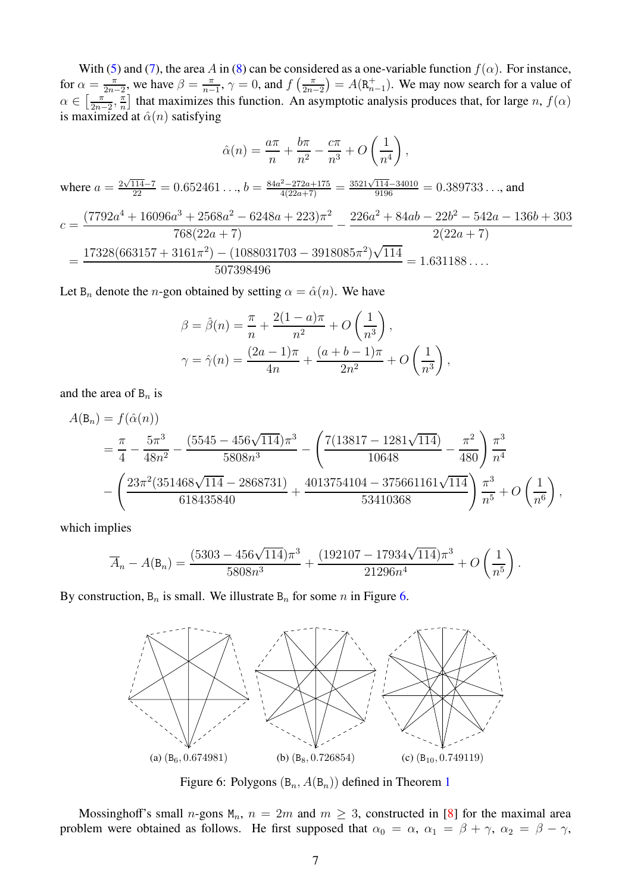With (5) and (7), the area $A$ in (8) can be considered as a one-variable function $f(\alpha)$. For instance, for $\alpha = \frac{\pi}{2n-2}$, we have $\beta = \frac{\pi}{n-1}$, $\gamma = 0$, and $f\left(\frac{\pi}{2n-2}\right) = A(\mathtt{R}^+_{n-1})$. We may now search for a value of $\alpha \in \left[\frac{\pi}{2n-2}, \frac{\pi}{n}\right]$ that maximizes this function. An asymptotic analysis produces that, for large $n$, $f(\alpha)$ is maximized at $\hat{\alpha}(n)$ satisfying

$$\hat{\alpha}(n) = \frac{a\pi}{n} + \frac{b\pi}{n^2} - \frac{c\pi}{n^3} + O\left(\frac{1}{n^4}\right),$$

where $a = \frac{2\sqrt{114}-7}{22} = 0.652461\ldots$, $b = \frac{84a^2-272a+175}{4(22a+7)} = \frac{3521\sqrt{114}-34010}{9196} = 0.389733\ldots$, and

$$\begin{aligned} c &= \frac{(7792a^4 + 16096a^3 + 2568a^2 - 6248a + 223)\pi^2}{768(22a+7)} - \frac{226a^2 + 84ab - 22b^2 - 542a - 136b + 303}{2(22a+7)} \\ &= \frac{17328(663157 + 3161\pi^2) - (1088031703 - 3918085\pi^2)\sqrt{114}}{507398496} = 1.631188\ldots. \end{aligned}$$

Let $\mathtt{B}_n$ denote the $n$-gon obtained by setting $\alpha = \hat{\alpha}(n)$. We have

$$\begin{aligned} \beta = \hat{\beta}(n) &= \frac{\pi}{n} + \frac{2(1-a)\pi}{n^2} + O\left(\frac{1}{n^3}\right), \\ \gamma = \hat{\gamma}(n) &= \frac{(2a-1)\pi}{4n} + \frac{(a+b-1)\pi}{2n^2} + O\left(\frac{1}{n^3}\right), \end{aligned}$$

and the area of $\mathtt{B}_n$ is

$$\begin{aligned} A(\mathtt{B}_n) &= f(\hat{\alpha}(n)) \\ &= \frac{\pi}{4} - \frac{5\pi^3}{48n^2} - \frac{(5545 - 456\sqrt{114})\pi^3}{5808n^3} - \left(\frac{7(13817 - 1281\sqrt{114})}{10648} - \frac{\pi^2}{480}\right)\frac{\pi^3}{n^4} \\ &\quad - \left(\frac{23\pi^2(351468\sqrt{114} - 2868731)}{618435840} + \frac{4013754104 - 375661161\sqrt{114}}{53410368}\right)\frac{\pi^3}{n^5} + O\left(\frac{1}{n^6}\right), \end{aligned}$$

which implies

$$\overline{A}_n - A(\mathtt{B}_n) = \frac{(5303 - 456\sqrt{114})\pi^3}{5808n^3} + \frac{(192107 - 17934\sqrt{114})\pi^3}{21296n^4} + O\left(\frac{1}{n^5}\right).$$

By construction, $\mathtt{B}_n$ is small. We illustrate $\mathtt{B}_n$ for some $n$ in Figure 6.

(a) $(\mathtt{B}_6, 0.674981)$ (b) $(\mathtt{B}_8, 0.726854)$ (c) $(\mathtt{B}_{10}, 0.749119)$

Figure 6: Polygons $(\mathtt{B}_n, A(\mathtt{B}_n))$ defined in Theorem 1

Mossinghoff's small $n$-gons $\mathtt{M}_n$, $n = 2m$ and $m \geq 3$, constructed in [8] for the maximal area problem were obtained as follows. He first supposed that $\alpha_0 = \alpha$, $\alpha_1 = \beta + \gamma$, $\alpha_2 = \beta - \gamma$,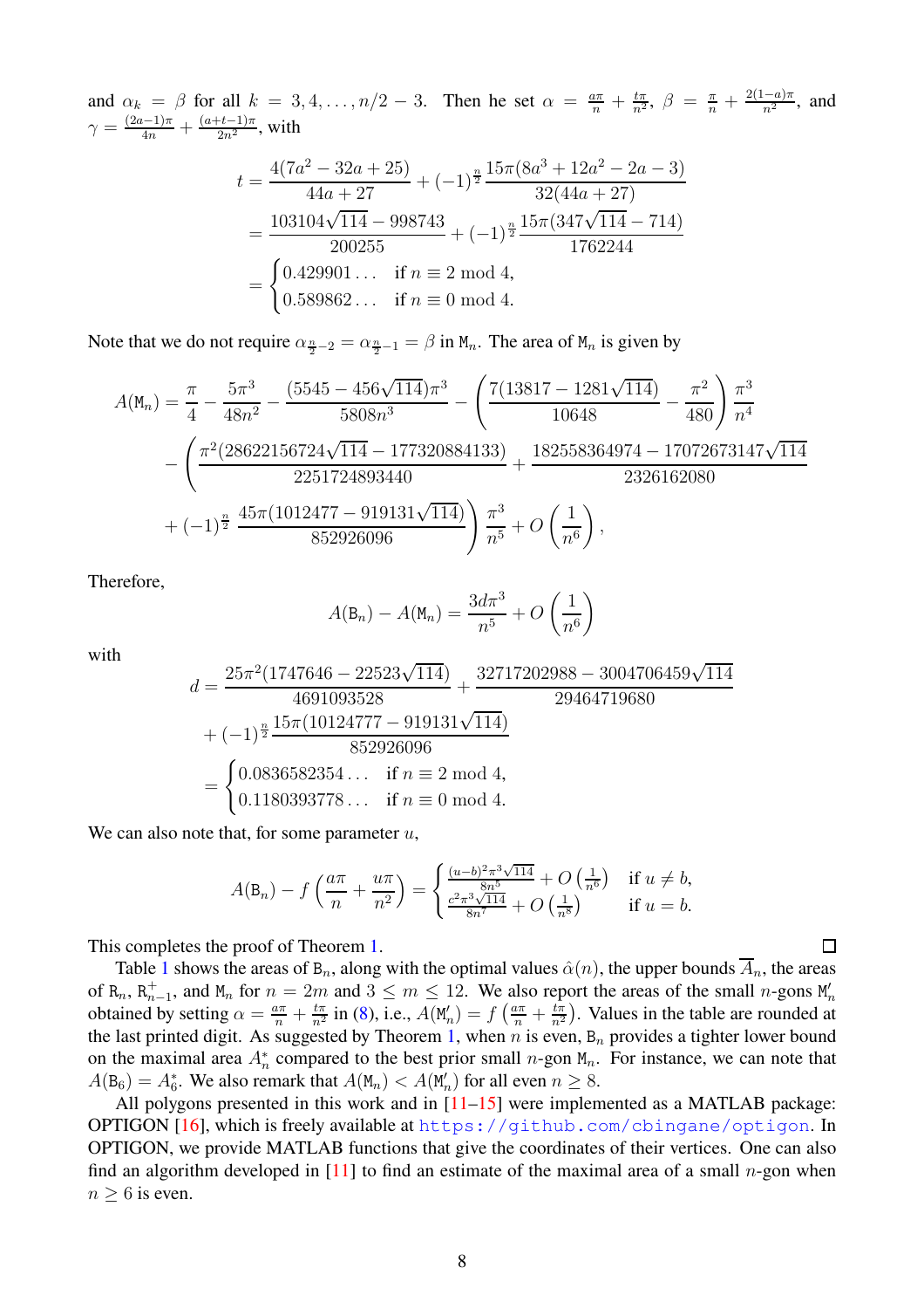and $\alpha_k = \beta$ for all $k = 3, 4, \ldots, n/2-3$. Then he set $\alpha = \frac{a\pi}{n} + \frac{t\pi}{n^2}$, $\beta = \frac{\pi}{n} + \frac{2(1-a)\pi}{n^2}$, and $\gamma = \frac{(2a-1)\pi}{4n} + \frac{(a+t-1)\pi}{2n^2}$, with

$$
\begin{aligned}
t &= \frac{4(7a^2-32a+25)}{44a+27} + (-1)^{\frac{n}{2}} \frac{15\pi(8a^3+12a^2-2a-3)}{32(44a+27)} \\
&= \frac{103104\sqrt{114}-998743}{200255} + (-1)^{\frac{n}{2}} \frac{15\pi(347\sqrt{114}-714)}{1762244} \\
&= \begin{cases} 0.429901\ldots & \text{if } n \equiv 2 \bmod 4, \\ 0.589862\ldots & \text{if } n \equiv 0 \bmod 4. \end{cases}
\end{aligned}
$$

Note that we do not require $\alpha_{\frac{n}{2}-2} = \alpha_{\frac{n}{2}-1} = \beta$ in $\mathtt{M}_n$. The area of $\mathtt{M}_n$ is given by

$$
\begin{aligned}
A(\mathtt{M}_n) &= \frac{\pi}{4} - \frac{5\pi^3}{48n^2} - \frac{(5545-456\sqrt{114})\pi^3}{5808n^3} - \left( \frac{7(13817-1281\sqrt{114})}{10648} - \frac{\pi^2}{480} \right) \frac{\pi^3}{n^4} \\
&\quad - \left( \frac{\pi^2(28622156724\sqrt{114}-177320884133)}{2251724893440} + \frac{182558364974-17072673147\sqrt{114}}{2326162080} \right. \\
&\quad \left. + (-1)^{\frac{n}{2}} \frac{45\pi(1012477-919131\sqrt{114})}{852926096} \right) \frac{\pi^3}{n^5} + O\left(\frac{1}{n^6}\right),
\end{aligned}
$$

Therefore,

$$
A(\mathtt{B}_n) - A(\mathtt{M}_n) = \frac{3d\pi^3}{n^5} + O\left(\frac{1}{n^6}\right)
$$

with

$$
\begin{aligned}
d &= \frac{25\pi^2(1747646-22523\sqrt{114})}{4691093528} + \frac{32717202988-3004706459\sqrt{114}}{29464719680} \\
&\quad + (-1)^{\frac{n}{2}} \frac{15\pi(10124777-919131\sqrt{114})}{852926096} \\
&= \begin{cases} 0.0836582354\ldots & \text{if } n \equiv 2 \bmod 4, \\ 0.1180393778\ldots & \text{if } n \equiv 0 \bmod 4. \end{cases}
\end{aligned}
$$

We can also note that, for some parameter $u$,

$$
A(\mathtt{B}_n) - f\left(\frac{a\pi}{n} + \frac{u\pi}{n^2}\right) = \begin{cases} \frac{(u-b)^2\pi^3\sqrt{114}}{8n^5} + O\left(\frac{1}{n^6}\right) & \text{if } u \neq b, \\ \frac{c^2\pi^3\sqrt{114}}{8n^7} + O\left(\frac{1}{n^8}\right) & \text{if } u = b. \end{cases}
$$

This completes the proof of Theorem 1. □

Table 1 shows the areas of $\mathtt{B}_n$, along with the optimal values $\hat{\alpha}(n)$, the upper bounds $\overline{A}_n$, the areas of $\mathtt{R}_n$, $\mathtt{R}_{n-1}^+$, and $\mathtt{M}_n$ for $n = 2m$ and $3 \leq m \leq 12$. We also report the areas of the small $n$-gons $\mathtt{M}_n'$ obtained by setting $\alpha = \frac{a\pi}{n} + \frac{t\pi}{n^2}$ in (8), i.e., $A(\mathtt{M}_n') = f\left(\frac{a\pi}{n} + \frac{t\pi}{n^2}\right)$. Values in the table are rounded at the last printed digit. As suggested by Theorem 1, when $n$ is even, $\mathtt{B}_n$ provides a tighter lower bound on the maximal area $A_n^*$ compared to the best prior small $n$-gon $\mathtt{M}_n$. For instance, we can note that $A(\mathtt{B}_6) = A_6^*$. We also remark that $A(\mathtt{M}_n) < A(\mathtt{M}_n')$ for all even $n \geq 8$.

All polygons presented in this work and in [11–15] were implemented as a MATLAB package: OPTIGON [16], which is freely available at https://github.com/cbingane/optigon. In OPTIGON, we provide MATLAB functions that give the coordinates of their vertices. One can also find an algorithm developed in [11] to find an estimate of the maximal area of a small $n$-gon when $n \geq 6$ is even.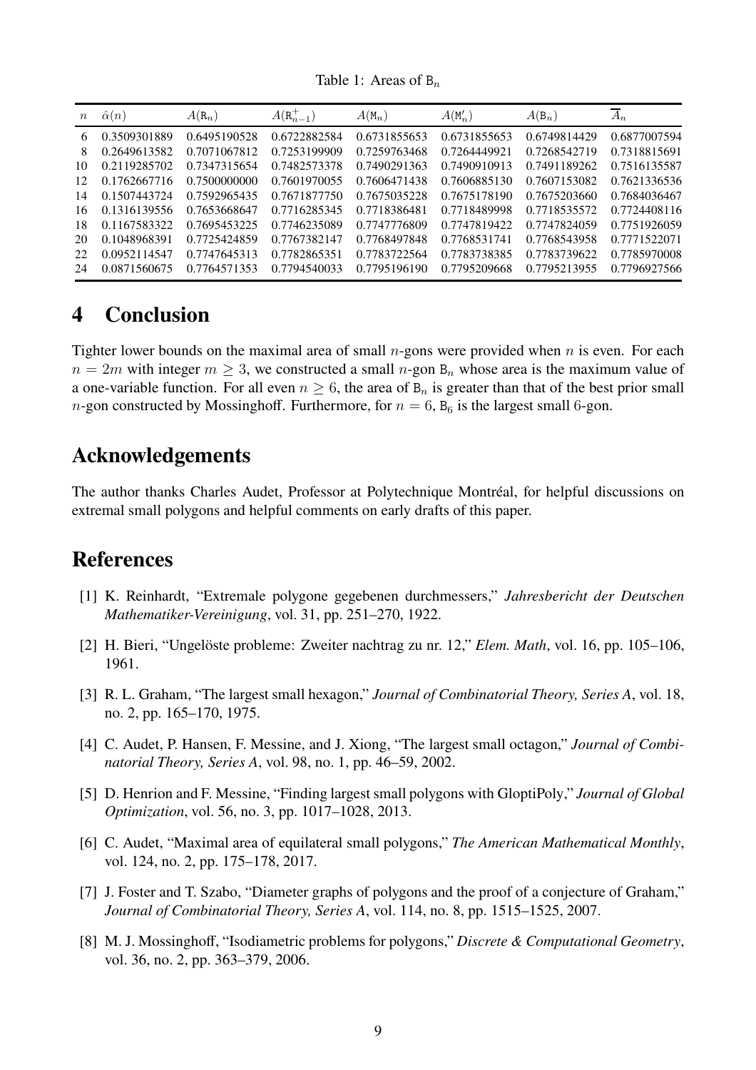Table 1: Areas of $\mathtt{B}_n$

| $n$ | $\hat{\alpha}(n)$ | $A(\mathtt{R}_n)$ | $A(\mathtt{R}_{n-1}^+)$ | $A(\mathtt{M}_n)$ | $A(\mathtt{M}_n')$ | $A(\mathtt{B}_n)$ | $\overline{A}_n$ |
|---|---|---|---|---|---|---|---|
| 6 | 0.3509301889 | 0.6495190528 | 0.6722882584 | 0.6731855653 | 0.6731855653 | 0.6749814429 | 0.6877007594 |
| 8 | 0.2649613582 | 0.7071067812 | 0.7253199909 | 0.7259763468 | 0.7264449921 | 0.7268542719 | 0.7318815691 |
| 10 | 0.2119285702 | 0.7347315654 | 0.7482573378 | 0.7490291363 | 0.7490910913 | 0.7491189262 | 0.7516135587 |
| 12 | 0.1762667716 | 0.7500000000 | 0.7601970055 | 0.7606471438 | 0.7606885130 | 0.7607153082 | 0.7621336536 |
| 14 | 0.1507443724 | 0.7592965435 | 0.7671877750 | 0.7675035228 | 0.7675178190 | 0.7675203660 | 0.7684036467 |
| 16 | 0.1316139556 | 0.7653668647 | 0.7716285345 | 0.7718386481 | 0.7718489998 | 0.7718535572 | 0.7724408116 |
| 18 | 0.1167583322 | 0.7695453225 | 0.7746235089 | 0.7747776809 | 0.7747819422 | 0.7747824059 | 0.7751926059 |
| 20 | 0.1048968391 | 0.7725424859 | 0.7767382147 | 0.7768497848 | 0.7768531741 | 0.7768543958 | 0.7771522071 |
| 22 | 0.0952114547 | 0.7747645313 | 0.7782865351 | 0.7783722564 | 0.7783738385 | 0.7783739622 | 0.7785970008 |
| 24 | 0.0871560675 | 0.7764571353 | 0.7794540033 | 0.7795196190 | 0.7795209668 | 0.7795213955 | 0.7796927566 |

# 4 Conclusion

Tighter lower bounds on the maximal area of small $n$-gons were provided when $n$ is even. For each $n = 2m$ with integer $m \geq 3$, we constructed a small $n$-gon $\mathtt{B}_n$ whose area is the maximum value of a one-variable function. For all even $n \geq 6$, the area of $\mathtt{B}_n$ is greater than that of the best prior small $n$-gon constructed by Mossinghoff. Furthermore, for $n = 6$, $\mathtt{B}_6$ is the largest small 6-gon.

# Acknowledgements

The author thanks Charles Audet, Professor at Polytechnique Montréal, for helpful discussions on extremal small polygons and helpful comments on early drafts of this paper.

# References

[1] K. Reinhardt, "Extremale polygone gegebenen durchmessers," *Jahresbericht der Deutschen Mathematiker-Vereinigung*, vol. 31, pp. 251–270, 1922.

[2] H. Bieri, "Ungelöste probleme: Zweiter nachtrag zu nr. 12," *Elem. Math*, vol. 16, pp. 105–106, 1961.

[3] R. L. Graham, "The largest small hexagon," *Journal of Combinatorial Theory, Series A*, vol. 18, no. 2, pp. 165–170, 1975.

[4] C. Audet, P. Hansen, F. Messine, and J. Xiong, "The largest small octagon," *Journal of Combinatorial Theory, Series A*, vol. 98, no. 1, pp. 46–59, 2002.

[5] D. Henrion and F. Messine, "Finding largest small polygons with GloptiPoly," *Journal of Global Optimization*, vol. 56, no. 3, pp. 1017–1028, 2013.

[6] C. Audet, "Maximal area of equilateral small polygons," *The American Mathematical Monthly*, vol. 124, no. 2, pp. 175–178, 2017.

[7] J. Foster and T. Szabo, "Diameter graphs of polygons and the proof of a conjecture of Graham," *Journal of Combinatorial Theory, Series A*, vol. 114, no. 8, pp. 1515–1525, 2007.

[8] M. J. Mossinghoff, "Isodiametric problems for polygons," *Discrete & Computational Geometry*, vol. 36, no. 2, pp. 363–379, 2006.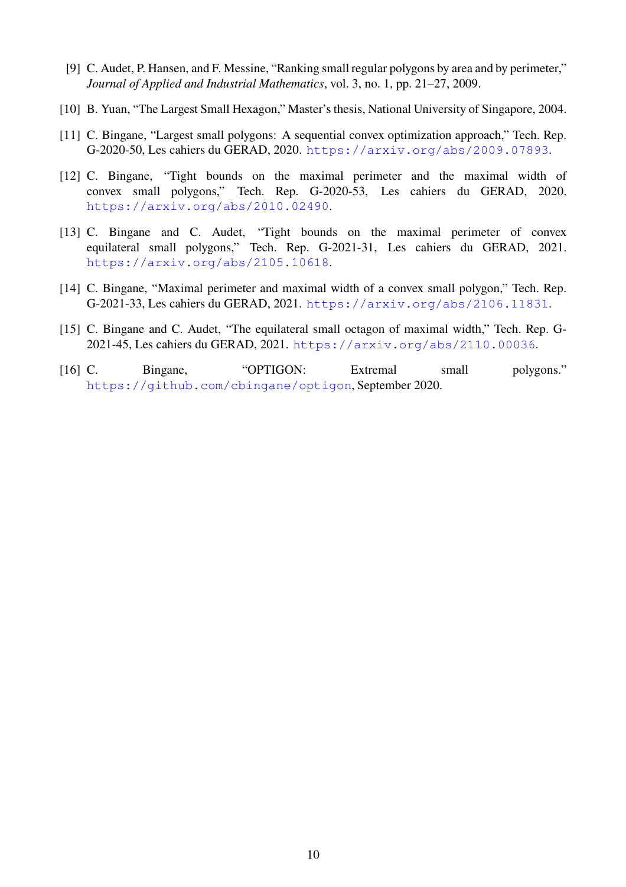[9] C. Audet, P. Hansen, and F. Messine, "Ranking small regular polygons by area and by perimeter," *Journal of Applied and Industrial Mathematics*, vol. 3, no. 1, pp. 21–27, 2009.

[10] B. Yuan, "The Largest Small Hexagon," Master's thesis, National University of Singapore, 2004.

[11] C. Bingane, "Largest small polygons: A sequential convex optimization approach," Tech. Rep. G-2020-50, Les cahiers du GERAD, 2020. https://arxiv.org/abs/2009.07893.

[12] C. Bingane, "Tight bounds on the maximal perimeter and the maximal width of convex small polygons," Tech. Rep. G-2020-53, Les cahiers du GERAD, 2020. https://arxiv.org/abs/2010.02490.

[13] C. Bingane and C. Audet, "Tight bounds on the maximal perimeter of convex equilateral small polygons," Tech. Rep. G-2021-31, Les cahiers du GERAD, 2021. https://arxiv.org/abs/2105.10618.

[14] C. Bingane, "Maximal perimeter and maximal width of a convex small polygon," Tech. Rep. G-2021-33, Les cahiers du GERAD, 2021. https://arxiv.org/abs/2106.11831.

[15] C. Bingane and C. Audet, "The equilateral small octagon of maximal width," Tech. Rep. G-2021-45, Les cahiers du GERAD, 2021. https://arxiv.org/abs/2110.00036.

[16] C. Bingane, "OPTIGON: Extremal small polygons." https://github.com/cbingane/optigon, September 2020.